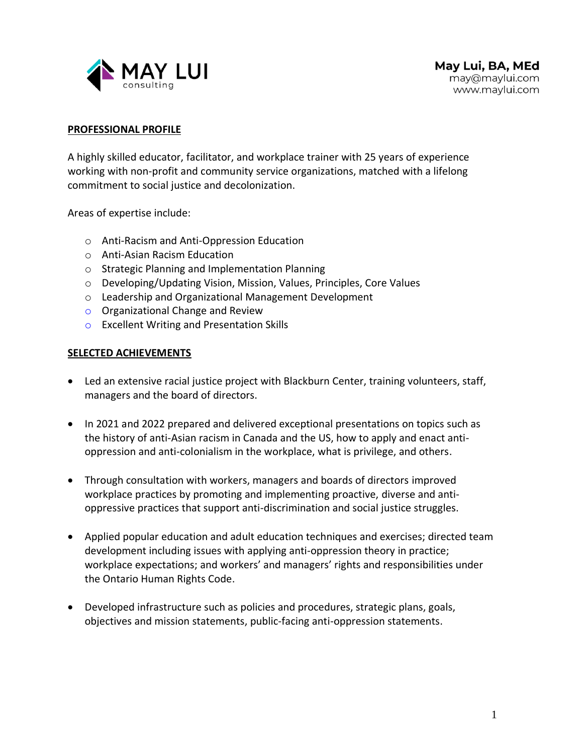MAY LUI consulting

**May Lui, BA, MEd**
may@maylui.com
www.maylui.com

## PROFESSIONAL PROFILE

A highly skilled educator, facilitator, and workplace trainer with 25 years of experience working with non-profit and community service organizations, matched with a lifelong commitment to social justice and decolonization.

Areas of expertise include:

- Anti-Racism and Anti-Oppression Education
- Anti-Asian Racism Education
- Strategic Planning and Implementation Planning
- Developing/Updating Vision, Mission, Values, Principles, Core Values
- Leadership and Organizational Management Development
- Organizational Change and Review
- Excellent Writing and Presentation Skills

## SELECTED ACHIEVEMENTS

- Led an extensive racial justice project with Blackburn Center, training volunteers, staff, managers and the board of directors.
- In 2021 and 2022 prepared and delivered exceptional presentations on topics such as the history of anti-Asian racism in Canada and the US, how to apply and enact anti-oppression and anti-colonialism in the workplace, what is privilege, and others.
- Through consultation with workers, managers and boards of directors improved workplace practices by promoting and implementing proactive, diverse and anti-oppressive practices that support anti-discrimination and social justice struggles.
- Applied popular education and adult education techniques and exercises; directed team development including issues with applying anti-oppression theory in practice; workplace expectations; and workers' and managers' rights and responsibilities under the Ontario Human Rights Code.
- Developed infrastructure such as policies and procedures, strategic plans, goals, objectives and mission statements, public-facing anti-oppression statements.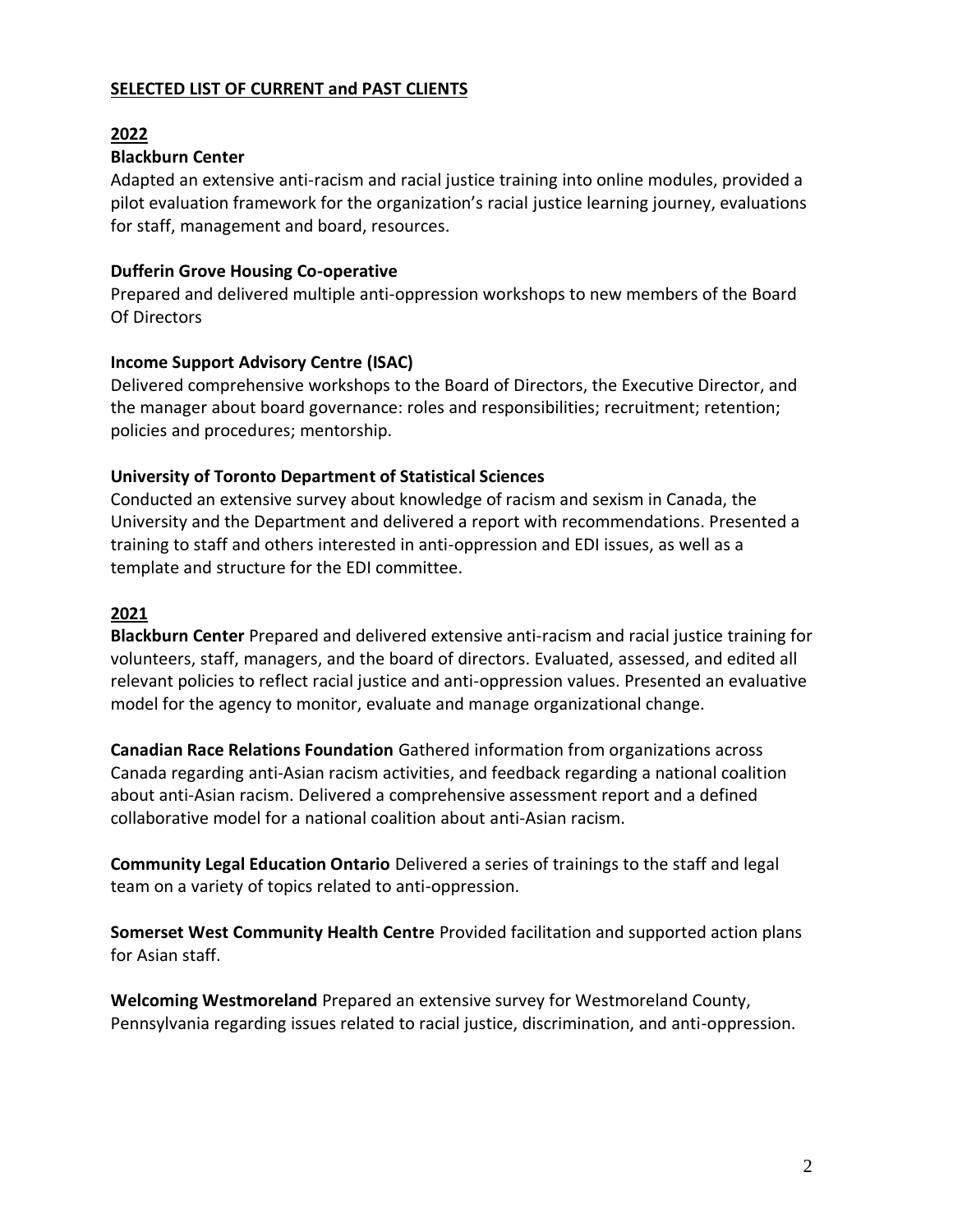## SELECTED LIST OF CURRENT and PAST CLIENTS

### 2022

**Blackburn Center**
Adapted an extensive anti-racism and racial justice training into online modules, provided a pilot evaluation framework for the organization's racial justice learning journey, evaluations for staff, management and board, resources.

**Dufferin Grove Housing Co-operative**
Prepared and delivered multiple anti-oppression workshops to new members of the Board Of Directors

**Income Support Advisory Centre (ISAC)**
Delivered comprehensive workshops to the Board of Directors, the Executive Director, and the manager about board governance: roles and responsibilities; recruitment; retention; policies and procedures; mentorship.

**University of Toronto Department of Statistical Sciences**
Conducted an extensive survey about knowledge of racism and sexism in Canada, the University and the Department and delivered a report with recommendations. Presented a training to staff and others interested in anti-oppression and EDI issues, as well as a template and structure for the EDI committee.

### 2021

**Blackburn Center** Prepared and delivered extensive anti-racism and racial justice training for volunteers, staff, managers, and the board of directors. Evaluated, assessed, and edited all relevant policies to reflect racial justice and anti-oppression values. Presented an evaluative model for the agency to monitor, evaluate and manage organizational change.

**Canadian Race Relations Foundation** Gathered information from organizations across Canada regarding anti-Asian racism activities, and feedback regarding a national coalition about anti-Asian racism. Delivered a comprehensive assessment report and a defined collaborative model for a national coalition about anti-Asian racism.

**Community Legal Education Ontario** Delivered a series of trainings to the staff and legal team on a variety of topics related to anti-oppression.

**Somerset West Community Health Centre** Provided facilitation and supported action plans for Asian staff.

**Welcoming Westmoreland** Prepared an extensive survey for Westmoreland County, Pennsylvania regarding issues related to racial justice, discrimination, and anti-oppression.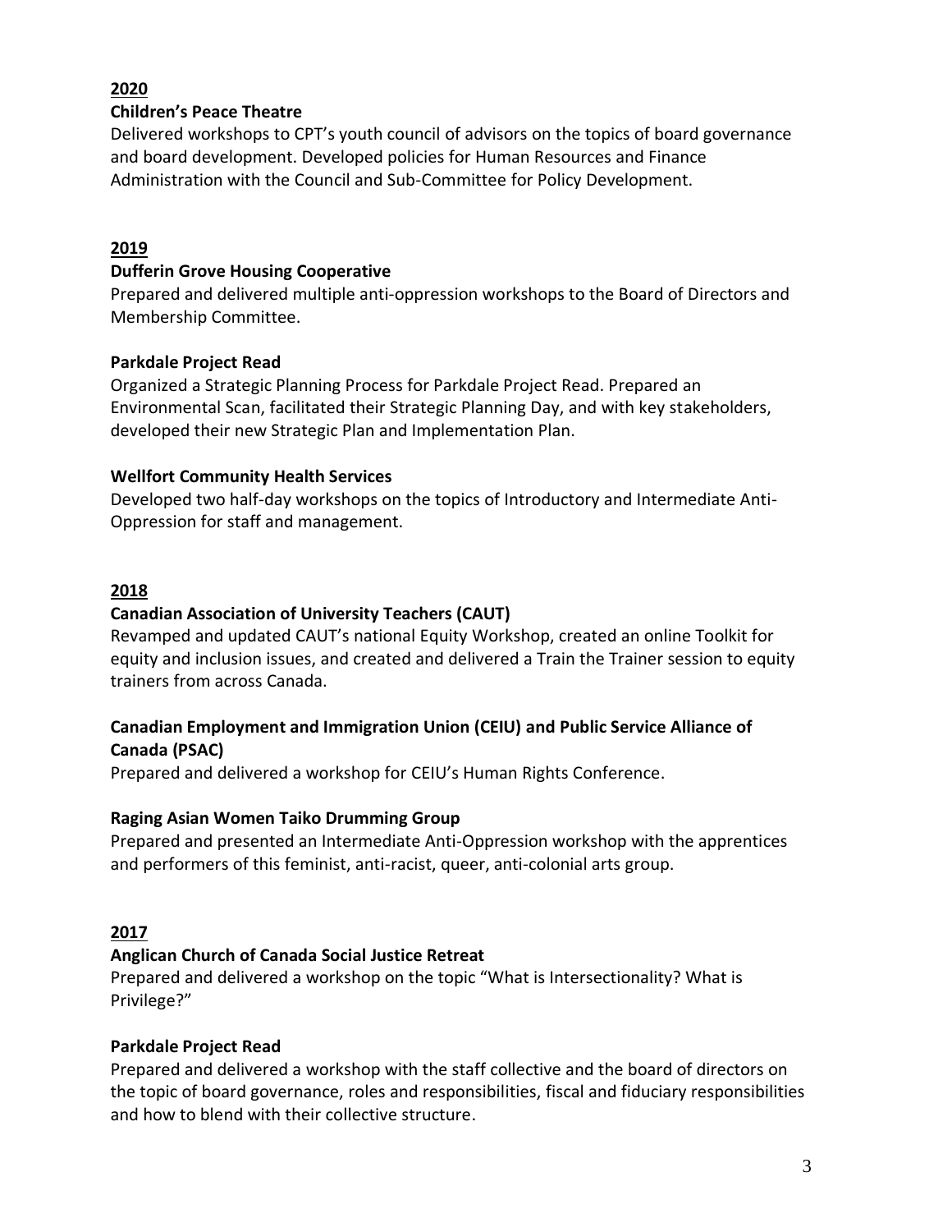**2020**

**Children's Peace Theatre**

Delivered workshops to CPT's youth council of advisors on the topics of board governance and board development. Developed policies for Human Resources and Finance Administration with the Council and Sub-Committee for Policy Development.

**2019**

**Dufferin Grove Housing Cooperative**

Prepared and delivered multiple anti-oppression workshops to the Board of Directors and Membership Committee.

**Parkdale Project Read**

Organized a Strategic Planning Process for Parkdale Project Read. Prepared an Environmental Scan, facilitated their Strategic Planning Day, and with key stakeholders, developed their new Strategic Plan and Implementation Plan.

**Wellfort Community Health Services**

Developed two half-day workshops on the topics of Introductory and Intermediate Anti-Oppression for staff and management.

**2018**

**Canadian Association of University Teachers (CAUT)**

Revamped and updated CAUT's national Equity Workshop, created an online Toolkit for equity and inclusion issues, and created and delivered a Train the Trainer session to equity trainers from across Canada.

**Canadian Employment and Immigration Union (CEIU) and Public Service Alliance of Canada (PSAC)**

Prepared and delivered a workshop for CEIU's Human Rights Conference.

**Raging Asian Women Taiko Drumming Group**

Prepared and presented an Intermediate Anti-Oppression workshop with the apprentices and performers of this feminist, anti-racist, queer, anti-colonial arts group.

**2017**

**Anglican Church of Canada Social Justice Retreat**

Prepared and delivered a workshop on the topic "What is Intersectionality? What is Privilege?"

**Parkdale Project Read**

Prepared and delivered a workshop with the staff collective and the board of directors on the topic of board governance, roles and responsibilities, fiscal and fiduciary responsibilities and how to blend with their collective structure.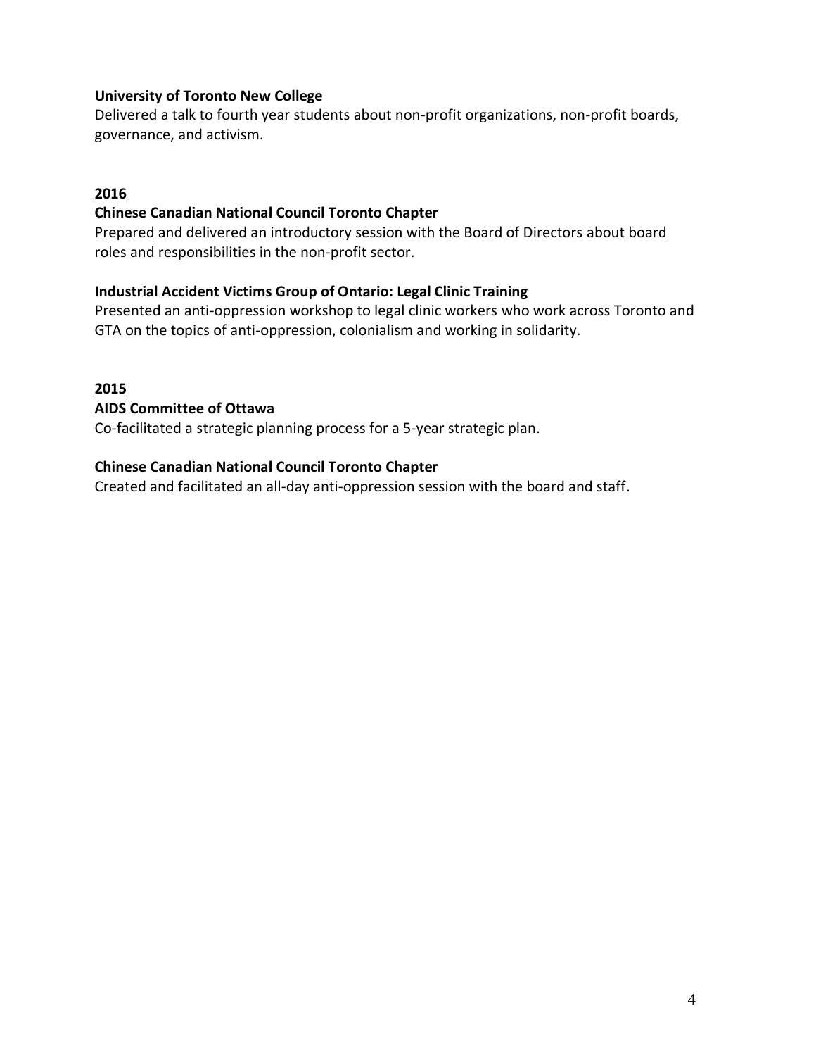**University of Toronto New College**
Delivered a talk to fourth year students about non-profit organizations, non-profit boards, governance, and activism.

## 2016

**Chinese Canadian National Council Toronto Chapter**
Prepared and delivered an introductory session with the Board of Directors about board roles and responsibilities in the non-profit sector.

**Industrial Accident Victims Group of Ontario: Legal Clinic Training**
Presented an anti-oppression workshop to legal clinic workers who work across Toronto and GTA on the topics of anti-oppression, colonialism and working in solidarity.

## 2015

**AIDS Committee of Ottawa**
Co-facilitated a strategic planning process for a 5-year strategic plan.

**Chinese Canadian National Council Toronto Chapter**
Created and facilitated an all-day anti-oppression session with the board and staff.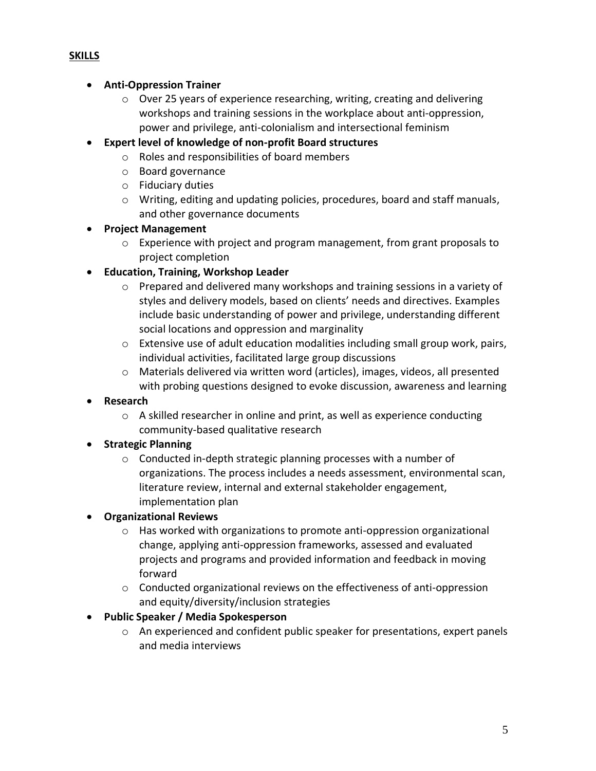## SKILLS

- **Anti-Oppression Trainer**
    - Over 25 years of experience researching, writing, creating and delivering workshops and training sessions in the workplace about anti-oppression, power and privilege, anti-colonialism and intersectional feminism
- **Expert level of knowledge of non-profit Board structures**
    - Roles and responsibilities of board members
    - Board governance
    - Fiduciary duties
    - Writing, editing and updating policies, procedures, board and staff manuals, and other governance documents
- **Project Management**
    - Experience with project and program management, from grant proposals to project completion
- **Education, Training, Workshop Leader**
    - Prepared and delivered many workshops and training sessions in a variety of styles and delivery models, based on clients' needs and directives. Examples include basic understanding of power and privilege, understanding different social locations and oppression and marginality
    - Extensive use of adult education modalities including small group work, pairs, individual activities, facilitated large group discussions
    - Materials delivered via written word (articles), images, videos, all presented with probing questions designed to evoke discussion, awareness and learning
- **Research**
    - A skilled researcher in online and print, as well as experience conducting community-based qualitative research
- **Strategic Planning**
    - Conducted in-depth strategic planning processes with a number of organizations. The process includes a needs assessment, environmental scan, literature review, internal and external stakeholder engagement, implementation plan
- **Organizational Reviews**
    - Has worked with organizations to promote anti-oppression organizational change, applying anti-oppression frameworks, assessed and evaluated projects and programs and provided information and feedback in moving forward
    - Conducted organizational reviews on the effectiveness of anti-oppression and equity/diversity/inclusion strategies
- **Public Speaker / Media Spokesperson**
    - An experienced and confident public speaker for presentations, expert panels and media interviews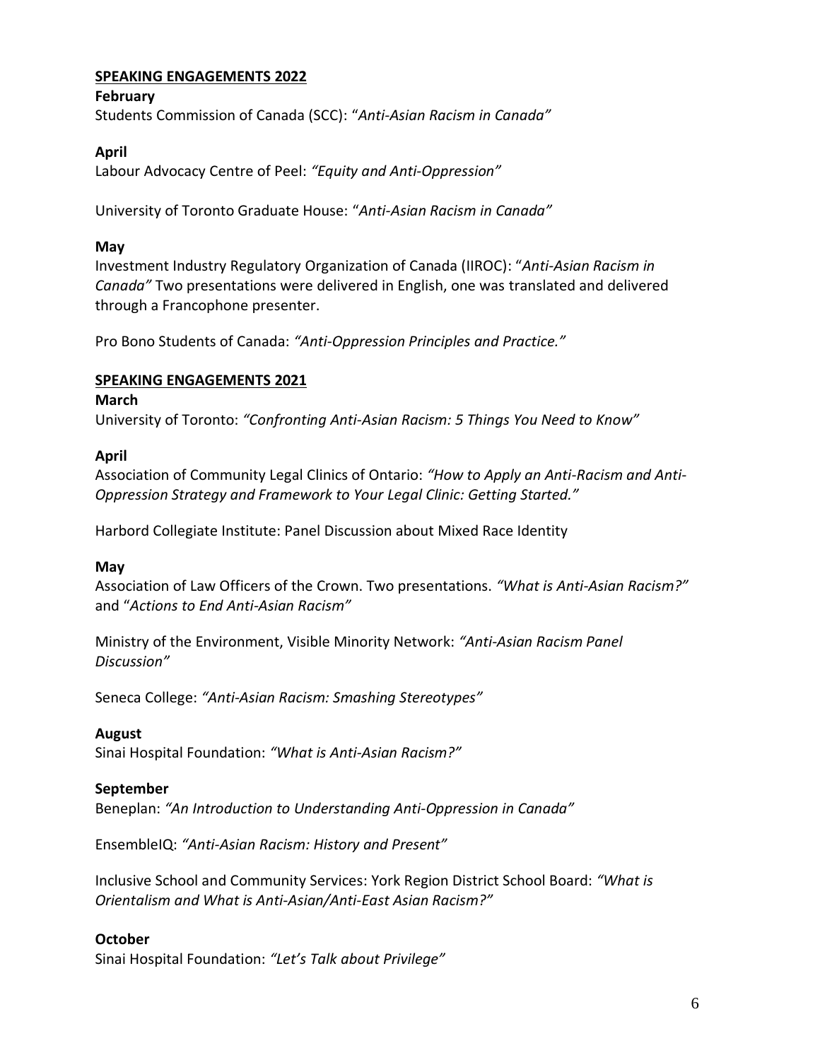## SPEAKING ENGAGEMENTS 2022

**February**

Students Commission of Canada (SCC): "*Anti-Asian Racism in Canada"*

**April**

Labour Advocacy Centre of Peel: *"Equity and Anti-Oppression"*

University of Toronto Graduate House: "*Anti-Asian Racism in Canada"*

**May**

Investment Industry Regulatory Organization of Canada (IIROC): "*Anti-Asian Racism in Canada"* Two presentations were delivered in English, one was translated and delivered through a Francophone presenter.

Pro Bono Students of Canada: *"Anti-Oppression Principles and Practice."*

## SPEAKING ENGAGEMENTS 2021

**March**

University of Toronto: *"Confronting Anti-Asian Racism: 5 Things You Need to Know"*

**April**

Association of Community Legal Clinics of Ontario: *"How to Apply an Anti-Racism and Anti-Oppression Strategy and Framework to Your Legal Clinic: Getting Started."*

Harbord Collegiate Institute: Panel Discussion about Mixed Race Identity

**May**

Association of Law Officers of the Crown. Two presentations. *"What is Anti-Asian Racism?"* and "*Actions to End Anti-Asian Racism"*

Ministry of the Environment, Visible Minority Network: *"Anti-Asian Racism Panel Discussion"*

Seneca College: *"Anti-Asian Racism: Smashing Stereotypes"*

**August**

Sinai Hospital Foundation: *"What is Anti-Asian Racism?"*

**September**

Beneplan: *"An Introduction to Understanding Anti-Oppression in Canada"*

EnsembleIQ: *"Anti-Asian Racism: History and Present"*

Inclusive School and Community Services: York Region District School Board: *"What is Orientalism and What is Anti-Asian/Anti-East Asian Racism?"*

**October**

Sinai Hospital Foundation: *"Let's Talk about Privilege"*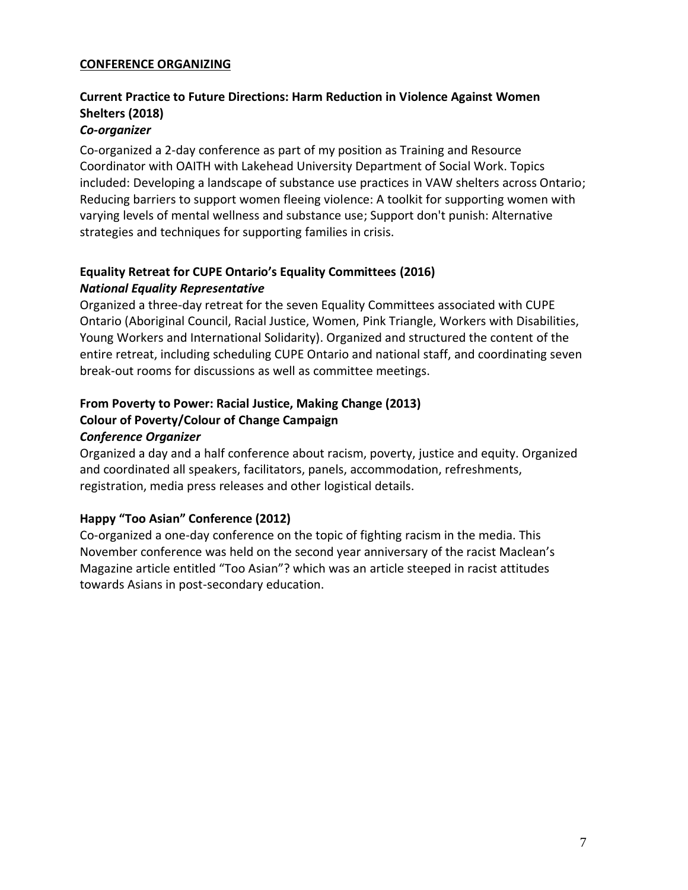## CONFERENCE ORGANIZING

### Current Practice to Future Directions: Harm Reduction in Violence Against Women Shelters (2018)

***Co-organizer***

Co-organized a 2-day conference as part of my position as Training and Resource Coordinator with OAITH with Lakehead University Department of Social Work. Topics included: Developing a landscape of substance use practices in VAW shelters across Ontario; Reducing barriers to support women fleeing violence: A toolkit for supporting women with varying levels of mental wellness and substance use; Support don't punish: Alternative strategies and techniques for supporting families in crisis.

### Equality Retreat for CUPE Ontario's Equality Committees (2016)

***National Equality Representative***

Organized a three-day retreat for the seven Equality Committees associated with CUPE Ontario (Aboriginal Council, Racial Justice, Women, Pink Triangle, Workers with Disabilities, Young Workers and International Solidarity). Organized and structured the content of the entire retreat, including scheduling CUPE Ontario and national staff, and coordinating seven break-out rooms for discussions as well as committee meetings.

### From Poverty to Power: Racial Justice, Making Change (2013)

### Colour of Poverty/Colour of Change Campaign

***Conference Organizer***

Organized a day and a half conference about racism, poverty, justice and equity. Organized and coordinated all speakers, facilitators, panels, accommodation, refreshments, registration, media press releases and other logistical details.

### Happy "Too Asian" Conference (2012)

Co-organized a one-day conference on the topic of fighting racism in the media. This November conference was held on the second year anniversary of the racist Maclean's Magazine article entitled "Too Asian"? which was an article steeped in racist attitudes towards Asians in post-secondary education.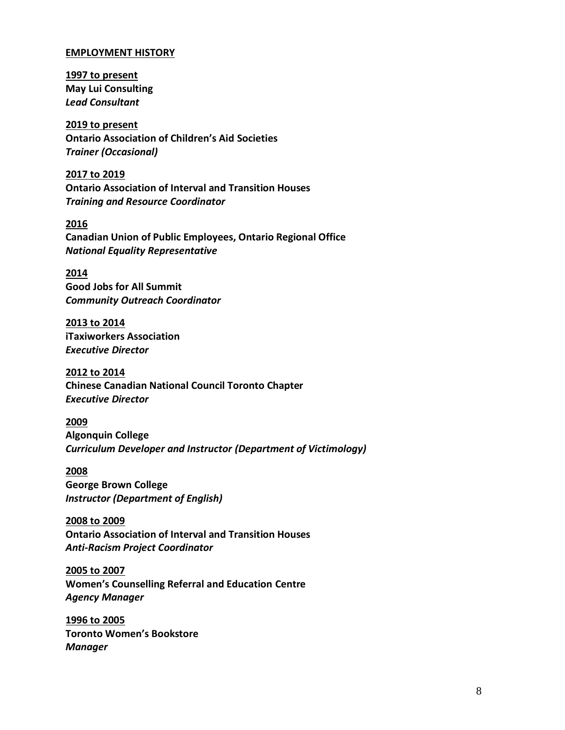## EMPLOYMENT HISTORY

**1997 to present**
**May Lui Consulting**
***Lead Consultant***

**2019 to present**
**Ontario Association of Children's Aid Societies**
***Trainer (Occasional)***

**2017 to 2019**
**Ontario Association of Interval and Transition Houses**
***Training and Resource Coordinator***

**2016**
**Canadian Union of Public Employees, Ontario Regional Office**
***National Equality Representative***

**2014**
**Good Jobs for All Summit**
***Community Outreach Coordinator***

**2013 to 2014**
**iTaxiworkers Association**
***Executive Director***

**2012 to 2014**
**Chinese Canadian National Council Toronto Chapter**
***Executive Director***

**2009**
**Algonquin College**
***Curriculum Developer and Instructor (Department of Victimology)***

**2008**
**George Brown College**
***Instructor (Department of English)***

**2008 to 2009**
**Ontario Association of Interval and Transition Houses**
***Anti-Racism Project Coordinator***

**2005 to 2007**
**Women's Counselling Referral and Education Centre**
***Agency Manager***

**1996 to 2005**
**Toronto Women's Bookstore**
***Manager***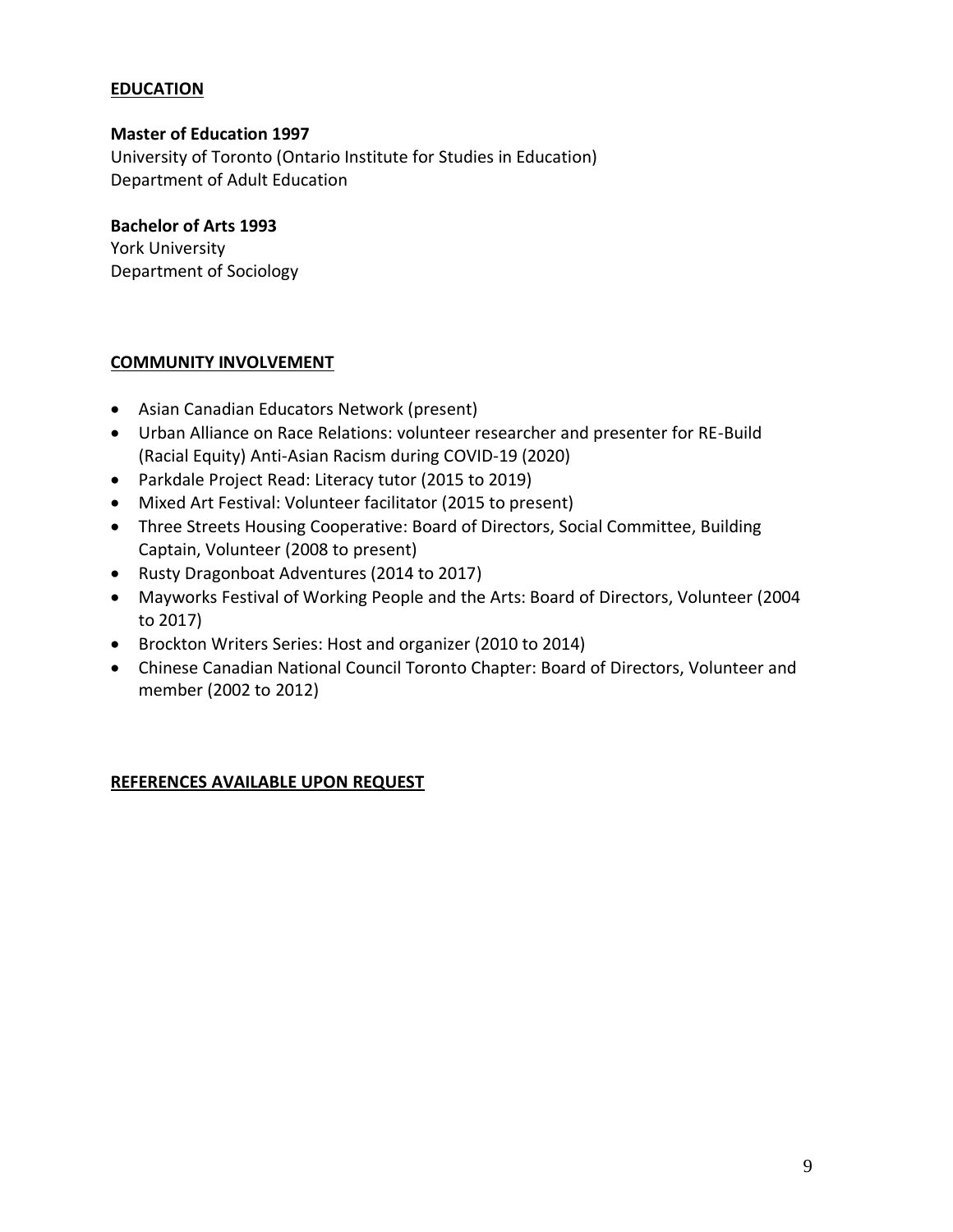## EDUCATION

**Master of Education 1997**
University of Toronto (Ontario Institute for Studies in Education)
Department of Adult Education

**Bachelor of Arts 1993**
York University
Department of Sociology

## COMMUNITY INVOLVEMENT

- Asian Canadian Educators Network (present)
- Urban Alliance on Race Relations: volunteer researcher and presenter for RE-Build (Racial Equity) Anti-Asian Racism during COVID-19 (2020)
- Parkdale Project Read: Literacy tutor (2015 to 2019)
- Mixed Art Festival: Volunteer facilitator (2015 to present)
- Three Streets Housing Cooperative: Board of Directors, Social Committee, Building Captain, Volunteer (2008 to present)
- Rusty Dragonboat Adventures (2014 to 2017)
- Mayworks Festival of Working People and the Arts: Board of Directors, Volunteer (2004 to 2017)
- Brockton Writers Series: Host and organizer (2010 to 2014)
- Chinese Canadian National Council Toronto Chapter: Board of Directors, Volunteer and member (2002 to 2012)

## REFERENCES AVAILABLE UPON REQUEST